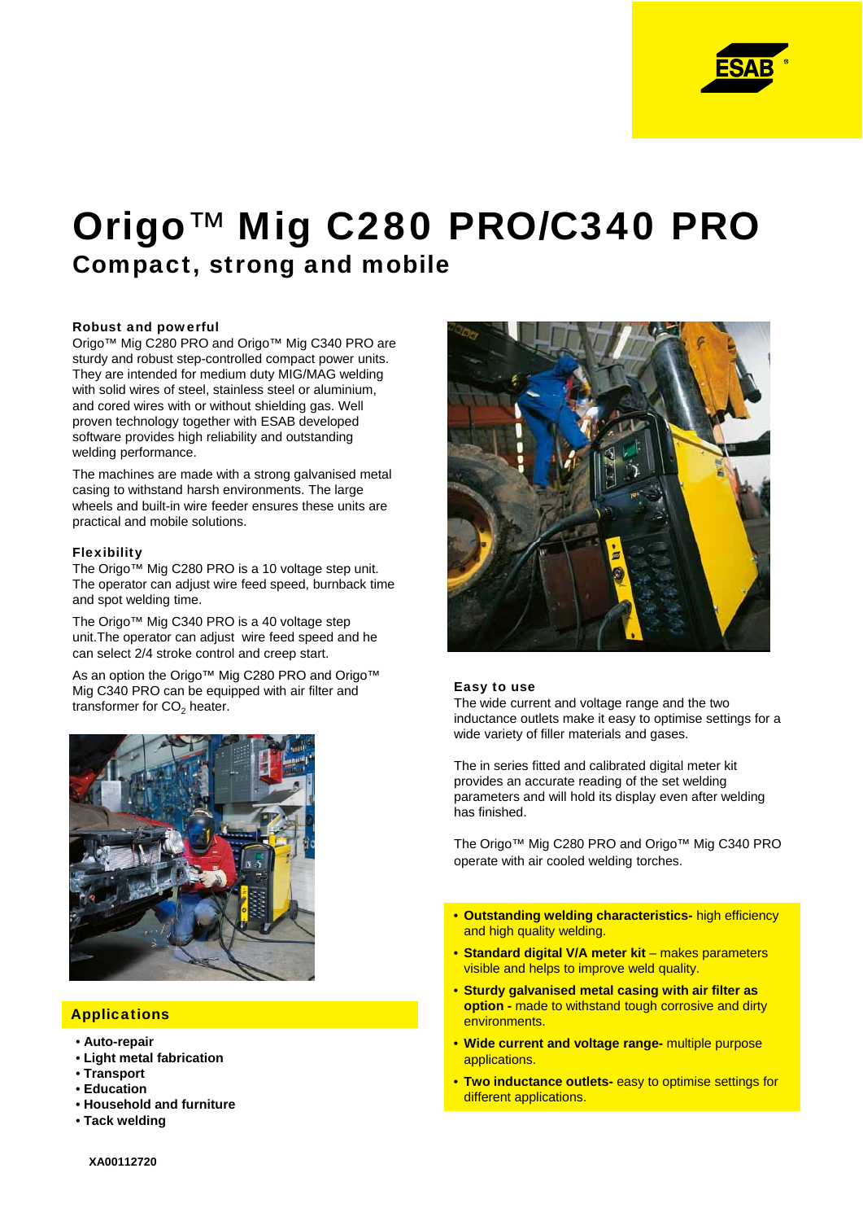# Origo™ Mig C280 PRO/C340 PRO

## Compact, strong and mobile

### Robust and powerful

Origo™ Mig C280 PRO and Origo™ Mig C340 PRO are sturdy and robust step-controlled compact power units. They are intended for medium duty MIG/MAG welding with solid wires of steel, stainless steel or aluminium, and cored wires with or without shielding gas. Well proven technology together with ESAB developed software provides high reliability and outstanding welding performance.

The machines are made with a strong galvanised metal casing to withstand harsh environments. The large wheels and built-in wire feeder ensures these units are practical and mobile solutions.

### Flexibility

The Origo™ Mig C280 PRO is a 10 voltage step unit. The operator can adjust wire feed speed, burnback time and spot welding time.

The Origo™ Mig C340 PRO is a 40 voltage step unit.The operator can adjust  wire feed speed and he can select 2/4 stroke control and creep start.

As an option the Origo™ Mig C280 PRO and Origo™ Mig C340 PRO can be equipped with air filter and transformer for $CO_2$ heater.

### Applications

- **Auto-repair**
- **Light metal fabrication**
- **Transport**
- **Education**
- **Household and furniture**
- **Tack welding**

### Easy to use

The wide current and voltage range and the two inductance outlets make it easy to optimise settings for a wide variety of filler materials and gases.

The in series fitted and calibrated digital meter kit provides an accurate reading of the set welding parameters and will hold its display even after welding has finished.

The Origo™ Mig C280 PRO and Origo™ Mig C340 PRO operate with air cooled welding torches.

- **Outstanding welding characteristics-** high efficiency and high quality welding.
- **Standard digital V/A meter kit** – makes parameters visible and helps to improve weld quality.
- **Sturdy galvanised metal casing with air filter as option -** made to withstand tough corrosive and dirty environments.
- **Wide current and voltage range-** multiple purpose applications.
- **Two inductance outlets-** easy to optimise settings for different applications.

**XA00112720**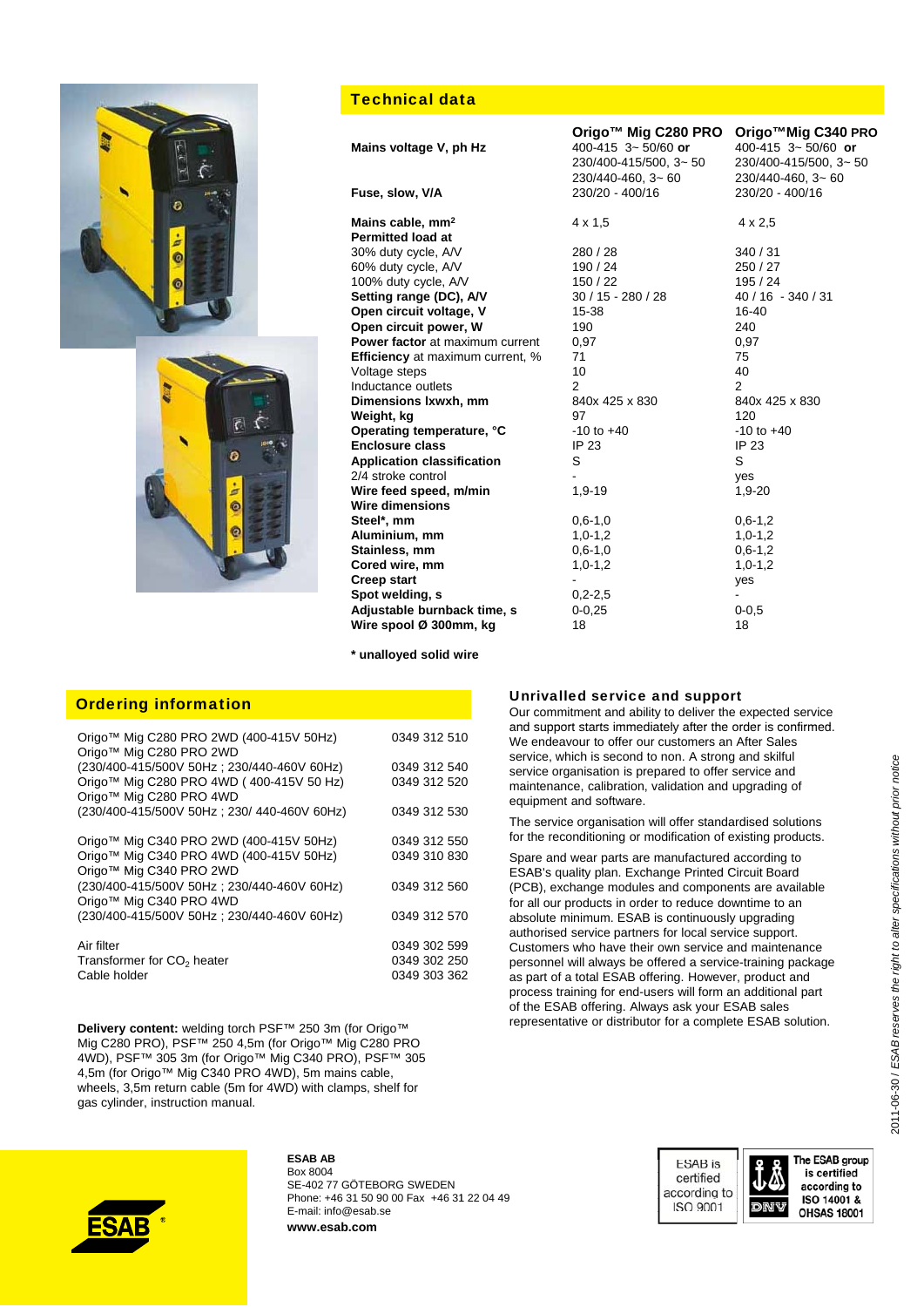## Technical data

| | Origo™ Mig C280 PRO | Origo™Mig C340 PRO |
|---|---|---|
| **Mains voltage V, ph Hz** | 400-415 3~ 50/60 **or** 230/400-415/500, 3~ 50 230/440-460, 3~ 60 | 400-415 3~ 50/60 **or** 230/400-415/500, 3~ 50 230/440-460, 3~ 60 |
| **Fuse, slow, V/A** | 230/20 - 400/16 | 230/20 - 400/16 |
| **Mains cable, mm²** | 4 x 1,5 | 4 x 2,5 |
| **Permitted load at** | | |
| 30% duty cycle, A/V | 280 / 28 | 340 / 31 |
| 60% duty cycle, A/V | 190 / 24 | 250 / 27 |
| 100% duty cycle, A/V | 150 / 22 | 195 / 24 |
| **Setting range (DC), A/V** | 30 / 15 - 280 / 28 | 40 / 16 - 340 / 31 |
| **Open circuit voltage, V** | 15-38 | 16-40 |
| **Open circuit power, W** | 190 | 240 |
| **Power factor** at maximum current | 0,97 | 0,97 |
| **Efficiency** at maximum current, % | 71 | 75 |
| Voltage steps | 10 | 40 |
| Inductance outlets | 2 | 2 |
| **Dimensions lxwxh, mm** | 840x 425 x 830 | 840x 425 x 830 |
| **Weight, kg** | 97 | 120 |
| **Operating temperature, °C** | -10 to +40 | -10 to +40 |
| **Enclosure class** | IP 23 | IP 23 |
| **Application classification** | S | S |
| 2/4 stroke control | - | yes |
| **Wire feed speed, m/min** | 1,9-19 | 1,9-20 |
| **Wire dimensions** | | |
| **Steel*, mm** | 0,6-1,0 | 0,6-1,2 |
| **Aluminium, mm** | 1,0-1,2 | 1,0-1,2 |
| **Stainless, mm** | 0,6-1,0 | 0,6-1,2 |
| **Cored wire, mm** | 1,0-1,2 | 1,0-1,2 |
| **Creep start** | - | yes |
| **Spot welding, s** | 0,2-2,5 | - |
| **Adjustable burnback time, s** | 0-0,25 | 0-0,5 |
| **Wire spool Ø 300mm, kg** | 18 | 18 |

**\* unalloyed solid wire**

## Ordering information

| | |
|---|---|
| Origo™ Mig C280 PRO 2WD (400-415V 50Hz) | 0349 312 510 |
| Origo™ Mig C280 PRO 2WD (230/400-415/500V 50Hz ; 230/440-460V 60Hz) | 0349 312 540 |
| Origo™ Mig C280 PRO 4WD ( 400-415V 50 Hz) | 0349 312 520 |
| Origo™ Mig C280 PRO 4WD (230/400-415/500V 50Hz ; 230/ 440-460V 60Hz) | 0349 312 530 |
| Origo™ Mig C340 PRO 2WD (400-415V 50Hz) | 0349 312 550 |
| Origo™ Mig C340 PRO 4WD (400-415V 50Hz) | 0349 310 830 |
| Origo™ Mig C340 PRO 2WD (230/400-415/500V 50Hz ; 230/440-460V 60Hz) | 0349 312 560 |
| Origo™ Mig C340 PRO 4WD (230/400-415/500V 50Hz ; 230/440-460V 60Hz) | 0349 312 570 |
| Air filter | 0349 302 599 |
| Transformer for $CO_2$ heater | 0349 302 250 |
| Cable holder | 0349 303 362 |

**Delivery content:** welding torch PSF™ 250 3m (for Origo™ Mig C280 PRO), PSF™ 250 4,5m (for Origo™ Mig C280 PRO 4WD), PSF™ 305 3m (for Origo™ Mig C340 PRO), PSF™ 305 4,5m (for Origo™ Mig C340 PRO 4WD), 5m mains cable, wheels, 3,5m return cable (5m for 4WD) with clamps, shelf for gas cylinder, instruction manual.

## Unrivalled service and support

Our commitment and ability to deliver the expected service and support starts immediately after the order is confirmed. We endeavour to offer our customers an After Sales service, which is second to non. A strong and skilful service organisation is prepared to offer service and maintenance, calibration, validation and upgrading of equipment and software.

The service organisation will offer standardised solutions for the reconditioning or modification of existing products.

Spare and wear parts are manufactured according to ESAB's quality plan. Exchange Printed Circuit Board (PCB), exchange modules and components are available for all our products in order to reduce downtime to an absolute minimum. ESAB is continuously upgrading authorised service partners for local service support. Customers who have their own service and maintenance personnel will always be offered a service-training package as part of a total ESAB offering. However, product and process training for end-users will form an additional part of the ESAB offering. Always ask your ESAB sales representative or distributor for a complete ESAB solution.

2011-06-30 / *ESAB reserves the right to alter specifications without prior notice*

**ESAB AB**
Box 8004
SE-402 77 GÖTEBORG SWEDEN
Phone: +46 31 50 90 00 Fax +46 31 22 04 49
E-mail: info@esab.se
**www.esab.com**

ESAB is certified according to ISO 9001

The ESAB group is certified according to ISO 14001 & OHSAS 18001